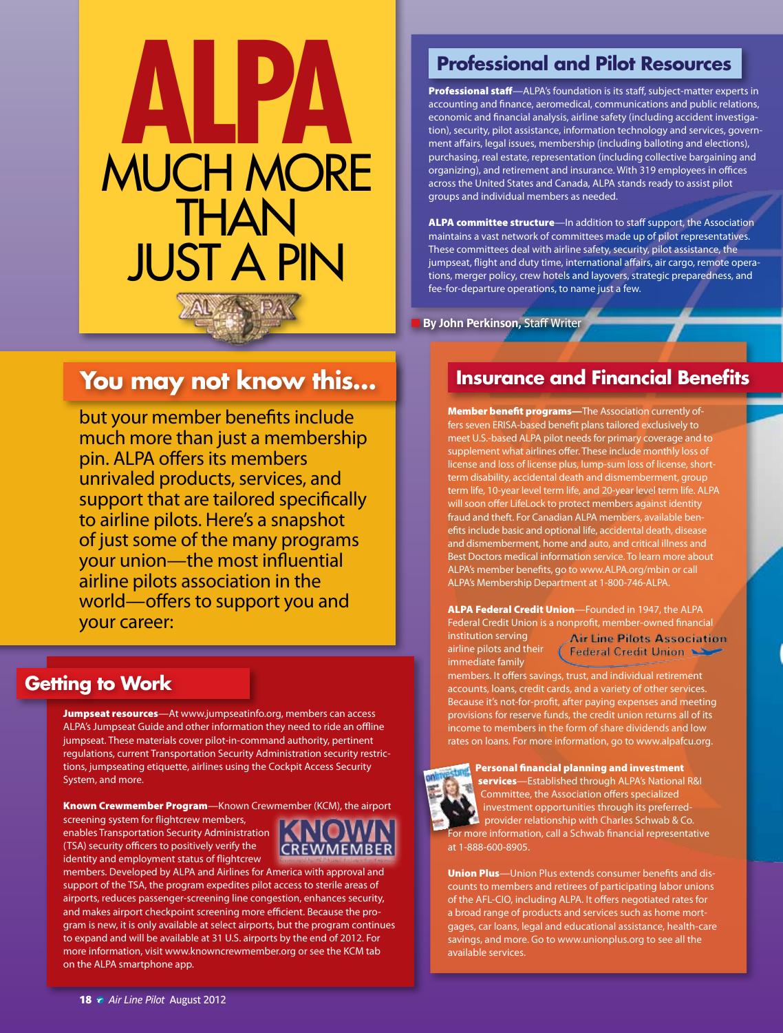# ALPA MUCH MORE THAN JUST A PIN

## You may not know this...

but your member benefits include much more than just a membership pin. ALPA offers its members unrivaled products, services, and support that are tailored specifically to airline pilots. Here's a snapshot of just some of the many programs your union—the most influential airline pilots association in the world—offers to support you and your career:

**By John Perkinson,** Staff Writer

## Getting to Work

**Jumpseat resources**—At www.jumpseatinfo.org, members can access ALPA's Jumpseat Guide and other information they need to ride an offline jumpseat. These materials cover pilot-in-command authority, pertinent regulations, current Transportation Security Administration security restrictions, jumpseating etiquette, airlines using the Cockpit Access Security System, and more.

**Known Crewmember Program**—Known Crewmember (KCM), the airport screening system for flightcrew members, enables Transportation Security Administration (TSA) security officers to positively verify the identity and employment status of flightcrew members. Developed by ALPA and Airlines for America with approval and support of the TSA, the program expedites pilot access to sterile areas of airports, reduces passenger-screening line congestion, enhances security, and makes airport checkpoint screening more efficient. Because the program is new, it is only available at select airports, but the program continues to expand and will be available at 31 U.S. airports by the end of 2012. For more information, visit www.knowncrewmember.org or see the KCM tab on the ALPA smartphone app.

## Professional and Pilot Resources

**Professional staff**—ALPA's foundation is its staff, subject-matter experts in accounting and finance, aeromedical, communications and public relations, economic and financial analysis, airline safety (including accident investigation), security, pilot assistance, information technology and services, government affairs, legal issues, membership (including balloting and elections), purchasing, real estate, representation (including collective bargaining and organizing), and retirement and insurance. With 319 employees in offices across the United States and Canada, ALPA stands ready to assist pilot groups and individual members as needed.

**ALPA committee structure**—In addition to staff support, the Association maintains a vast network of committees made up of pilot representatives. These committees deal with airline safety, security, pilot assistance, the jumpseat, flight and duty time, international affairs, air cargo, remote operations, merger policy, crew hotels and layovers, strategic preparedness, and fee-for-departure operations, to name just a few.

## Insurance and Financial Benefits

**Member benefit programs—**The Association currently offers seven ERISA-based benefit plans tailored exclusively to meet U.S.-based ALPA pilot needs for primary coverage and to supplement what airlines offer. These include monthly loss of license and loss of license plus, lump-sum loss of license, short-term disability, accidental death and dismemberment, group term life, 10-year level term life, and 20-year level term life. ALPA will soon offer LifeLock to protect members against identity fraud and theft. For Canadian ALPA members, available benefits include basic and optional life, accidental death, disease and dismemberment, home and auto, and critical illness and Best Doctors medical information service. To learn more about ALPA's member benefits, go to www.ALPA.org/mbin or call ALPA's Membership Department at 1-800-746-ALPA.

**ALPA Federal Credit Union**—Founded in 1947, the ALPA Federal Credit Union is a nonprofit, member-owned financial institution serving airline pilots and their immediate family members. It offers savings, trust, and individual retirement accounts, loans, credit cards, and a variety of other services. Because it's not-for-profit, after paying expenses and meeting provisions for reserve funds, the credit union returns all of its income to members in the form of share dividends and low rates on loans. For more information, go to www.alpafcu.org.

**Personal financial planning and investment services**—Established through ALPA's National R&I Committee, the Association offers specialized investment opportunities through its preferred-provider relationship with Charles Schwab & Co. For more information, call a Schwab financial representative at 1-888-600-8905.

**Union Plus**—Union Plus extends consumer benefits and discounts to members and retirees of participating labor unions of the AFL-CIO, including ALPA. It offers negotiated rates for a broad range of products and services such as home mortgages, car loans, legal and educational assistance, health-care savings, and more. Go to www.unionplus.org to see all the available services.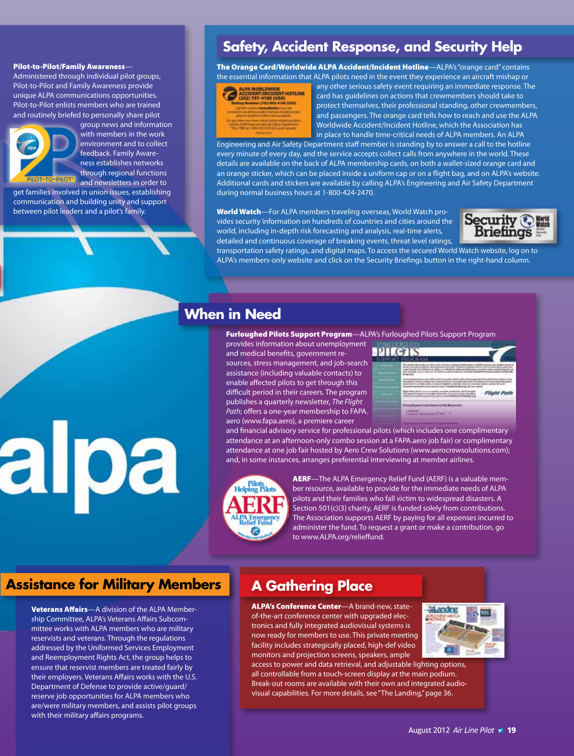**Pilot-to-Pilot/Family Awareness**—Administered through individual pilot groups, Pilot-to-Pilot and Family Awareness provide unique ALPA communications opportunities. Pilot-to-Pilot enlists members who are trained and routinely briefed to personally share pilot group news and information with members in the work environment and to collect feedback. Family Awareness establishes networks through regional functions and newsletters in order to get families involved in union issues, establishing communication and building unity and support between pilot leaders and a pilot's family.

## Safety, Accident Response, and Security Help

**The Orange Card/Worldwide ALPA Accident/Incident Hotline**—ALPA's "orange card" contains the essential information that ALPA pilots need in the event they experience an aircraft mishap or any other serious safety event requiring an immediate response. The card has guidelines on actions that crewmembers should take to protect themselves, their professional standing, other crewmembers, and passengers. The orange card tells how to reach and use the ALPA Worldwide Accident/Incident Hotline, which the Association has in place to handle time-critical needs of ALPA members. An ALPA Engineering and Air Safety Department staff member is standing by to answer a call to the hotline every minute of every day, and the service accepts collect calls from anywhere in the world. These details are available on the back of ALPA membership cards, on both a wallet-sized orange card and an orange sticker, which can be placed inside a uniform cap or on a flight bag, and on ALPA's website. Additional cards and stickers are available by calling ALPA's Engineering and Air Safety Department during normal business hours at 1-800-424-2470.

**World Watch**—For ALPA members traveling overseas, World Watch provides security information on hundreds of countries and cities around the world, including in-depth risk forecasting and analysis, real-time alerts, detailed and continuous coverage of breaking events, threat level ratings, transportation safety ratings, and digital maps. To access the secured World Watch website, log on to ALPA's members-only website and click on the Security Briefings button in the right-hand column.

## When in Need

**Furloughed Pilots Support Program**—ALPA's Furloughed Pilots Support Program provides information about unemployment and medical benefits, government resources, stress management, and job-search assistance (including valuable contacts) to enable affected pilots to get through this difficult period in their careers. The program publishes a quarterly newsletter, *The Flight Path*; offers a one-year membership to FAPA.aero (www.fapa.aero), a premiere career and financial advisory service for professional pilots (which includes one complimentary attendance at an afternoon-only combo session at a FAPA.aero job fair) or complimentary attendance at one job fair hosted by Aero Crew Solutions (www.aerocrewsolutions.com); and, in some instances, arranges preferential interviewing at member airlines.

**AERF**—The ALPA Emergency Relief Fund (AERF) is a valuable member resource, available to provide for the immediate needs of ALPA pilots and their families who fall victim to widespread disasters. A Section 501(c)(3) charity, AERF is funded solely from contributions. The Association supports AERF by paying for all expenses incurred to administer the fund. To request a grant or make a contribution, go to www.ALPA.org/relieffund.

## Assistance for Military Members

**Veterans Affairs**—A division of the ALPA Membership Committee, ALPA's Veterans Affairs Subcommittee works with ALPA members who are military reservists and veterans. Through the regulations addressed by the Uniformed Services Employment and Reemployment Rights Act, the group helps to ensure that reservist members are treated fairly by their employers. Veterans Affairs works with the U.S. Department of Defense to provide active/guard/reserve job opportunities for ALPA members who are/were military members, and assists pilot groups with their military affairs programs.

## A Gathering Place

**ALPA's Conference Center**—A brand-new, state-of-the-art conference center with upgraded electronics and fully integrated audiovisual systems is now ready for members to use. This private meeting facility includes strategically placed, high-def video monitors and projection screens, speakers, ample access to power and data retrieval, and adjustable lighting options, all controllable from a touch-screen display at the main podium. Break-out rooms are available with their own and integrated audiovisual capabilities. For more details, see "The Landing," page 36.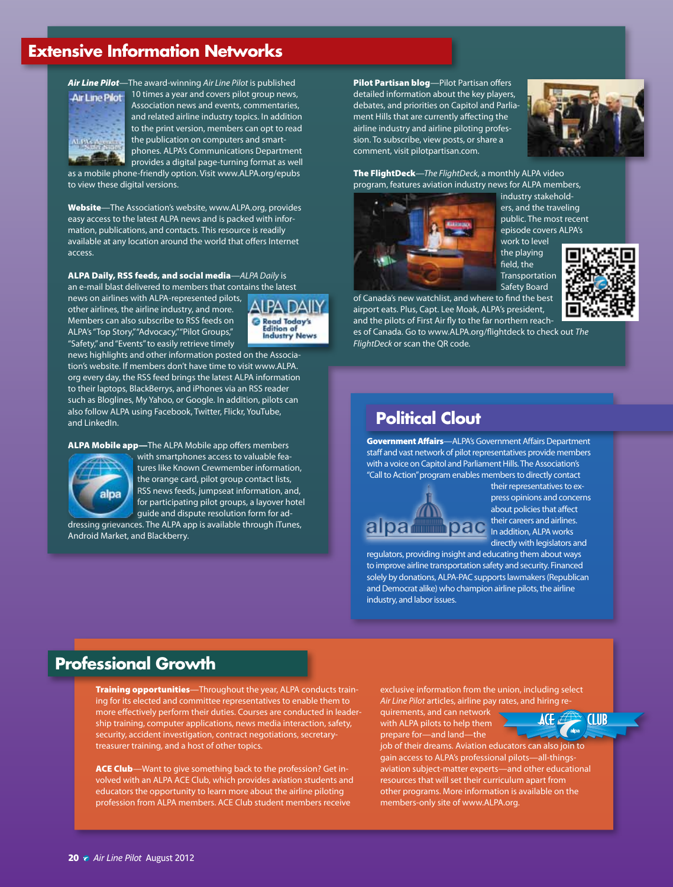## Extensive Information Networks

**Air Line Pilot**—The award-winning *Air Line Pilot* is published 10 times a year and covers pilot group news, Association news and events, commentaries, and related airline industry topics. In addition to the print version, members can opt to read the publication on computers and smartphones. ALPA's Communications Department provides a digital page-turning format as well as a mobile phone-friendly option. Visit www.ALPA.org/epubs to view these digital versions.

**Website**—The Association's website, www.ALPA.org, provides easy access to the latest ALPA news and is packed with information, publications, and contacts. This resource is readily available at any location around the world that offers Internet access.

**ALPA Daily, RSS feeds, and social media**—*ALPA Daily* is an e-mail blast delivered to members that contains the latest news on airlines with ALPA-represented pilots, other airlines, the airline industry, and more. Members can also subscribe to RSS feeds on ALPA's "Top Story," "Advocacy," "Pilot Groups," "Safety," and "Events" to easily retrieve timely news highlights and other information posted on the Association's website. If members don't have time to visit www.ALPA.org every day, the RSS feed brings the latest ALPA information to their laptops, BlackBerrys, and iPhones via an RSS reader such as Bloglines, My Yahoo, or Google. In addition, pilots can also follow ALPA using Facebook, Twitter, Flickr, YouTube, and LinkedIn.

**ALPA Mobile app—**The ALPA Mobile app offers members with smartphones access to valuable features like Known Crewmember information, the orange card, pilot group contact lists, RSS news feeds, jumpseat information, and, for participating pilot groups, a layover hotel guide and dispute resolution form for addressing grievances. The ALPA app is available through iTunes, Android Market, and Blackberry.

**Pilot Partisan blog**—Pilot Partisan offers detailed information about the key players, debates, and priorities on Capitol and Parliament Hills that are currently affecting the airline industry and airline piloting profession. To subscribe, view posts, or share a comment, visit pilotpartisan.com.

**The FlightDeck**—*The FlightDeck*, a monthly ALPA video program, features aviation industry news for ALPA members, industry stakeholders, and the traveling public. The most recent episode covers ALPA's work to level the playing field, the Transportation Safety Board of Canada's new watchlist, and where to find the best airport eats. Plus, Capt. Lee Moak, ALPA's president, and the pilots of First Air fly to the far northern reaches of Canada. Go to www.ALPA.org/flightdeck to check out *The FlightDeck* or scan the QR code.

## Political Clout

**Government Affairs**—ALPA's Government Affairs Department staff and vast network of pilot representatives provide members with a voice on Capitol and Parliament Hills. The Association's "Call to Action" program enables members to directly contact their representatives to express opinions and concerns about policies that affect their careers and airlines. In addition, ALPA works directly with legislators and regulators, providing insight and educating them about ways to improve airline transportation safety and security. Financed solely by donations, ALPA-PAC supports lawmakers (Republican and Democrat alike) who champion airline pilots, the airline industry, and labor issues.

## Professional Growth

**Training opportunities**—Throughout the year, ALPA conducts training for its elected and committee representatives to enable them to more effectively perform their duties. Courses are conducted in leadership training, computer applications, news media interaction, safety, security, accident investigation, contract negotiations, secretary-treasurer training, and a host of other topics.

**ACE Club**—Want to give something back to the profession? Get involved with an ALPA ACE Club, which provides aviation students and educators the opportunity to learn more about the airline piloting profession from ALPA members. ACE Club student members receive exclusive information from the union, including select *Air Line Pilot* articles, airline pay rates, and hiring requirements, and can network with ALPA pilots to help them prepare for—and land—the job of their dreams. Aviation educators can also join to gain access to ALPA's professional pilots—all-things-aviation subject-matter experts—and other educational resources that will set their curriculum apart from other programs. More information is available on the members-only site of www.ALPA.org.